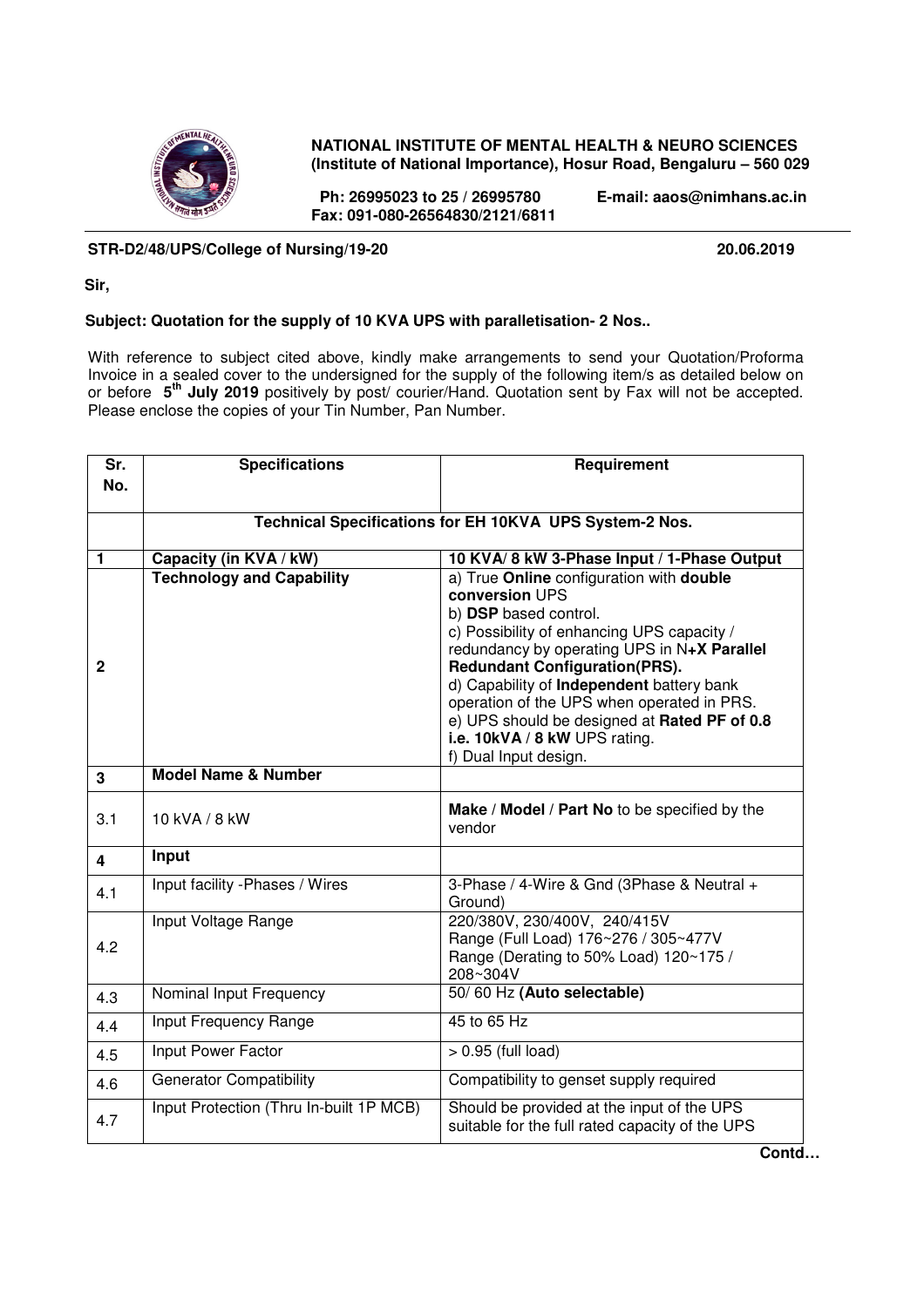**NATIONAL INSTITUTE OF MENTAL HEALTH & NEURO SCIENCES**
**(Institute of National Importance), Hosur Road, Bengaluru – 560 029**

**Ph: 26995023 to 25 / 26995780 E-mail: aaos@nimhans.ac.in**
**Fax: 091-080-26564830/2121/6811**

**STR-D2/48/UPS/College of Nursing/19-20** **20.06.2019**

**Sir,**

**Subject: Quotation for the supply of 10 KVA UPS with paralletisation- 2 Nos..**

With reference to subject cited above, kindly make arrangements to send your Quotation/Proforma Invoice in a sealed cover to the undersigned for the supply of the following item/s as detailed below on or before **5th July 2019** positively by post/ courier/Hand. Quotation sent by Fax will not be accepted. Please enclose the copies of your Tin Number, Pan Number.

| Sr. No. | Specifications | Requirement |
|---|---|---|
| | **Technical Specifications for EH 10KVA UPS System-2 Nos.** | |
| **1** | **Capacity (in KVA / kW)** | **10 KVA/ 8 kW 3-Phase Input / 1-Phase Output** |
| **2** | **Technology and Capability** | a) True **Online** configuration with **double conversion** UPS<br>b) **DSP** based control.<br>c) Possibility of enhancing UPS capacity / redundancy by operating UPS in N**+X Parallel Redundant Configuration(PRS).**<br>d) Capability of **Independent** battery bank operation of the UPS when operated in PRS.<br>e) UPS should be designed at **Rated PF of 0.8 i.e. 10kVA / 8 kW** UPS rating.<br>f) Dual Input design. |
| **3** | **Model Name & Number** | |
| 3.1 | 10 kVA / 8 kW | **Make** / **Model** / **Part No** to be specified by the vendor |
| **4** | **Input** | |
| 4.1 | Input facility -Phases / Wires | 3-Phase / 4-Wire & Gnd (3Phase & Neutral + Ground) |
| 4.2 | Input Voltage Range | 220/380V, 230/400V, 240/415V<br>Range (Full Load) 176~276 / 305~477V<br>Range (Derating to 50% Load) 120~175 / 208~304V |
| 4.3 | Nominal Input Frequency | 50/ 60 Hz **(Auto selectable)** |
| 4.4 | Input Frequency Range | 45 to 65 Hz |
| 4.5 | Input Power Factor | > 0.95 (full load) |
| 4.6 | Generator Compatibility | Compatibility to genset supply required |
| 4.7 | Input Protection (Thru In-built 1P MCB) | Should be provided at the input of the UPS suitable for the full rated capacity of the UPS |

**Contd…**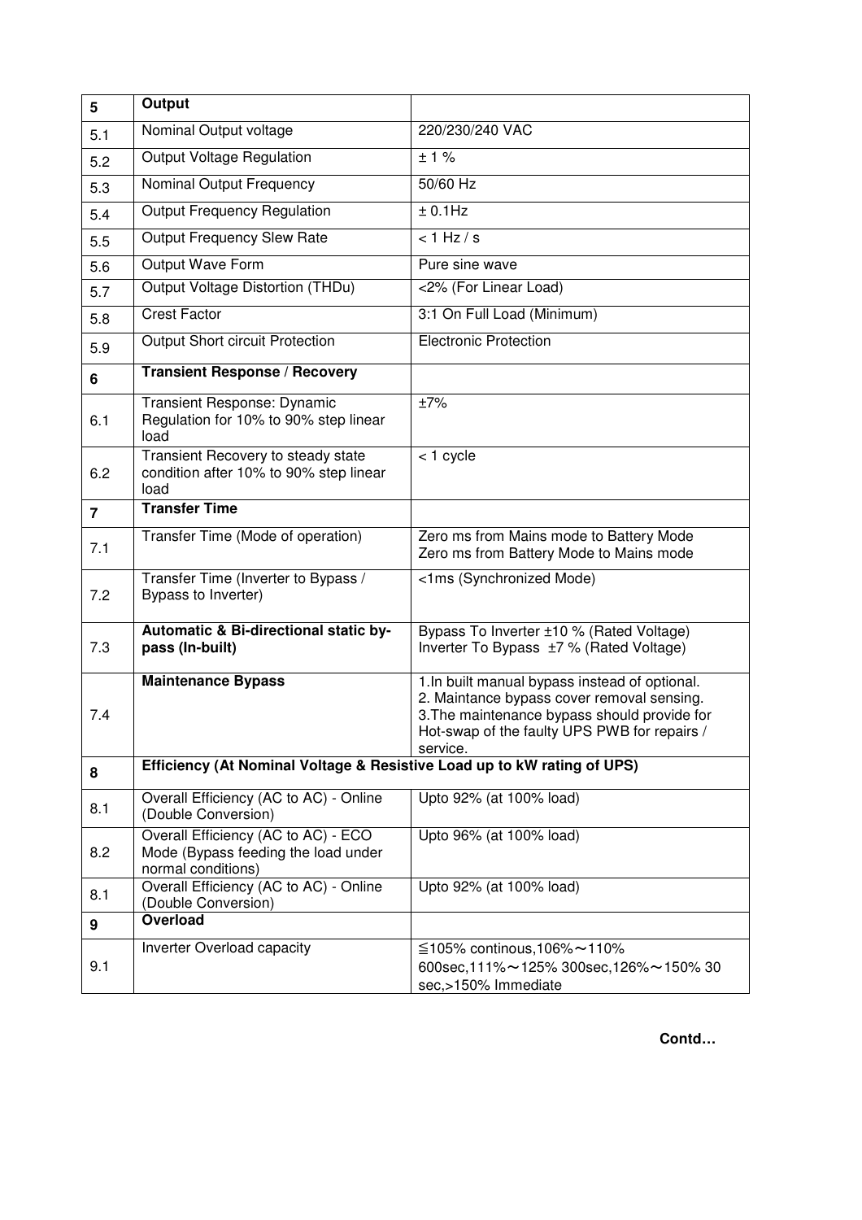| 5 | **Output** | |
|---|---|---|
| 5.1 | Nominal Output voltage | 220/230/240 VAC |
| 5.2 | Output Voltage Regulation | ± 1 % |
| 5.3 | Nominal Output Frequency | 50/60 Hz |
| 5.4 | Output Frequency Regulation | ± 0.1Hz |
| 5.5 | Output Frequency Slew Rate | < 1 Hz / s |
| 5.6 | Output Wave Form | Pure sine wave |
| 5.7 | Output Voltage Distortion (THDu) | <2% (For Linear Load) |
| 5.8 | Crest Factor | 3:1 On Full Load (Minimum) |
| 5.9 | Output Short circuit Protection | Electronic Protection |
| **6** | **Transient Response / Recovery** | |
| 6.1 | Transient Response: Dynamic Regulation for 10% to 90% step linear load | ±7% |
| 6.2 | Transient Recovery to steady state condition after 10% to 90% step linear load | < 1 cycle |
| **7** | **Transfer Time** | |
| 7.1 | Transfer Time (Mode of operation) | Zero ms from Mains mode to Battery Mode<br>Zero ms from Battery Mode to Mains mode |
| 7.2 | Transfer Time (Inverter to Bypass / Bypass to Inverter) | <1ms (Synchronized Mode) |
| 7.3 | **Automatic & Bi-directional static by-pass (In-built)** | Bypass To Inverter ±10 % (Rated Voltage)<br>Inverter To Bypass ±7 % (Rated Voltage) |
| 7.4 | **Maintenance Bypass** | 1.In built manual bypass instead of optional.<br>2. Maintance bypass cover removal sensing.<br>3.The maintenance bypass should provide for Hot-swap of the faulty UPS PWB for repairs / service. |
| **8** | **Efficiency (At Nominal Voltage & Resistive Load up to kW rating of UPS)** | |
| 8.1 | Overall Efficiency (AC to AC) - Online (Double Conversion) | Upto 92% (at 100% load) |
| 8.2 | Overall Efficiency (AC to AC) - ECO Mode (Bypass feeding the load under normal conditions) | Upto 96% (at 100% load) |
| 8.1 | Overall Efficiency (AC to AC) - Online (Double Conversion) | Upto 92% (at 100% load) |
| **9** | **Overload** | |
| 9.1 | Inverter Overload capacity | ≦105% continous,106%～110% 600sec,111%～125% 300sec,126%～150% 30 sec,>150% Immediate |

**Contd…**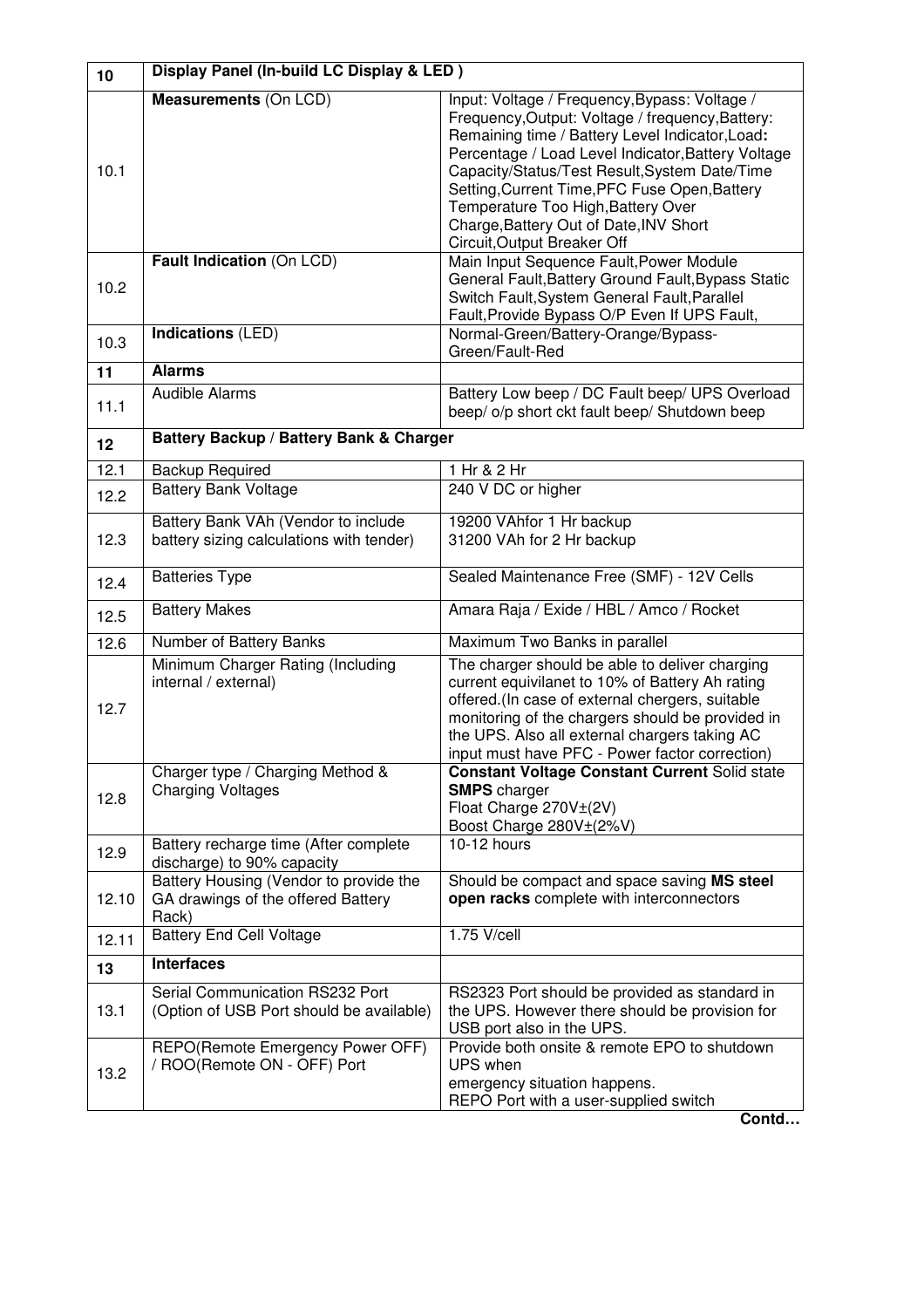| 10 | **Display Panel (In-build LC Display & LED )** | |
|---|---|---|
| 10.1 | **Measurements** (On LCD) | Input: Voltage / Frequency,Bypass: Voltage / Frequency,Output: Voltage / frequency,Battery: Remaining time / Battery Level Indicator,Load**:** Percentage / Load Level Indicator,Battery Voltage Capacity/Status/Test Result,System Date/Time Setting,Current Time,PFC Fuse Open,Battery Temperature Too High,Battery Over Charge,Battery Out of Date,INV Short Circuit,Output Breaker Off |
| 10.2 | **Fault Indication** (On LCD) | Main Input Sequence Fault,Power Module General Fault,Battery Ground Fault,Bypass Static Switch Fault,System General Fault,Parallel Fault,Provide Bypass O/P Even If UPS Fault, |
| 10.3 | **Indications** (LED) | Normal-Green/Battery-Orange/Bypass-Green/Fault-Red |
| **11** | **Alarms** | |
| 11.1 | Audible Alarms | Battery Low beep / DC Fault beep/ UPS Overload beep/ o/p short ckt fault beep/ Shutdown beep |
| **12** | **Battery Backup / Battery Bank & Charger** | |
| 12.1 | Backup Required | 1 Hr & 2 Hr |
| 12.2 | Battery Bank Voltage | 240 V DC or higher |
| 12.3 | Battery Bank VAh (Vendor to include battery sizing calculations with tender) | 19200 VAhfor 1 Hr backup<br>31200 VAh for 2 Hr backup |
| 12.4 | Batteries Type | Sealed Maintenance Free (SMF) - 12V Cells |
| 12.5 | Battery Makes | Amara Raja / Exide / HBL / Amco / Rocket |
| 12.6 | Number of Battery Banks | Maximum Two Banks in parallel |
| 12.7 | Minimum Charger Rating (Including internal / external) | The charger should be able to deliver charging current equivilanet to 10% of Battery Ah rating offered.(In case of external chergers, suitable monitoring of the chargers should be provided in the UPS. Also all external chargers taking AC input must have PFC - Power factor correction) |
| 12.8 | Charger type / Charging Method & Charging Voltages | **Constant Voltage Constant Current** Solid state **SMPS** charger<br>Float Charge 270V±(2V)<br>Boost Charge 280V±(2%V) |
| 12.9 | Battery recharge time (After complete discharge) to 90% capacity | 10-12 hours |
| 12.10 | Battery Housing (Vendor to provide the GA drawings of the offered Battery Rack) | Should be compact and space saving **MS steel open racks** complete with interconnectors |
| 12.11 | Battery End Cell Voltage | 1.75 V/cell |
| **13** | **Interfaces** | |
| 13.1 | Serial Communication RS232 Port (Option of USB Port should be available) | RS2323 Port should be provided as standard in the UPS. However there should be provision for USB port also in the UPS. |
| 13.2 | REPO(Remote Emergency Power OFF) / ROO(Remote ON - OFF) Port | Provide both onsite & remote EPO to shutdown UPS when<br>emergency situation happens.<br>REPO Port with a user-supplied switch |

**Contd…**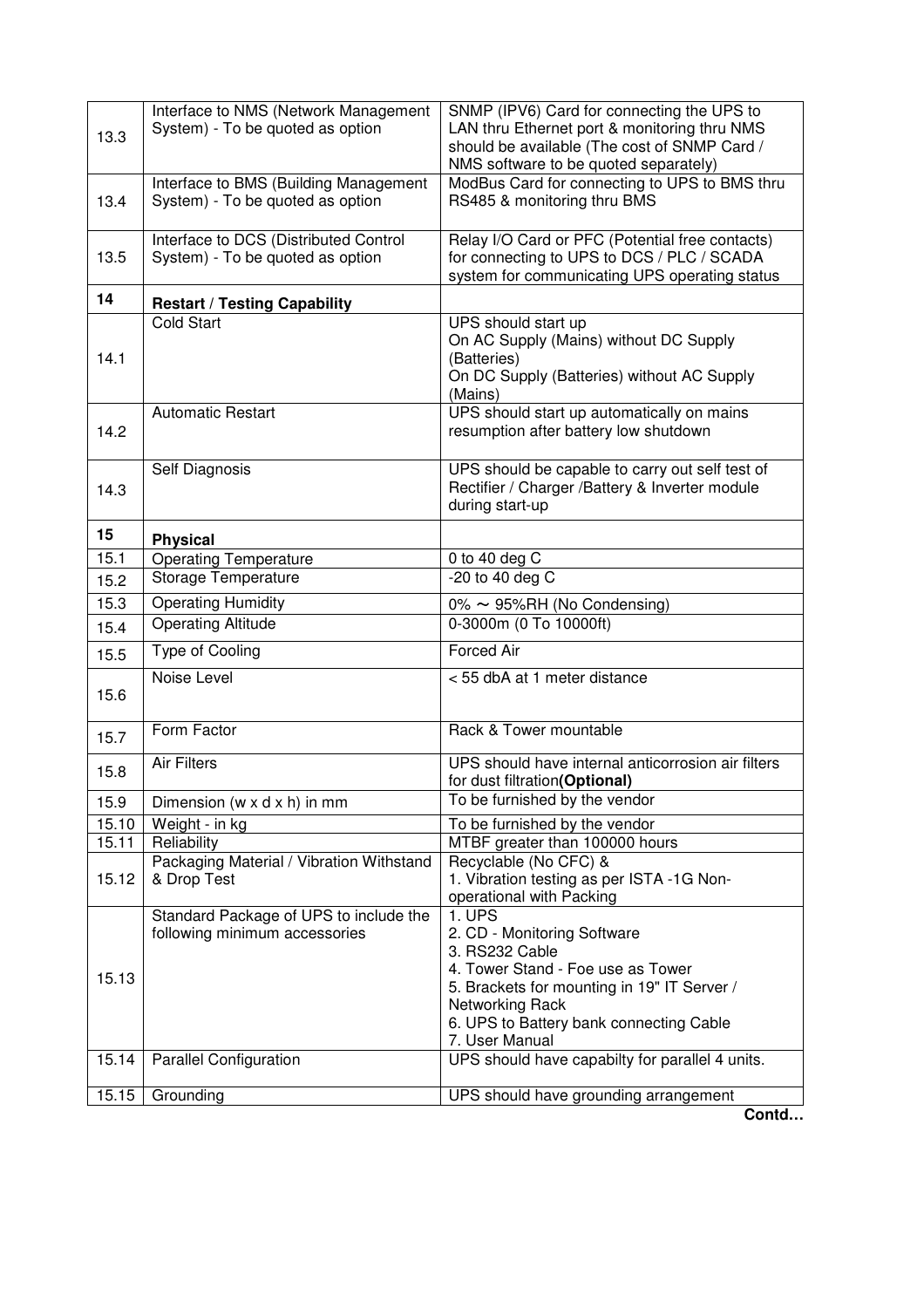| | | |
|---|---|---|
| 13.3 | Interface to NMS (Network Management System) - To be quoted as option | SNMP (IPV6) Card for connecting the UPS to LAN thru Ethernet port & monitoring thru NMS should be available (The cost of SNMP Card / NMS software to be quoted separately) |
| 13.4 | Interface to BMS (Building Management System) - To be quoted as option | ModBus Card for connecting to UPS to BMS thru RS485 & monitoring thru BMS |
| 13.5 | Interface to DCS (Distributed Control System) - To be quoted as option | Relay I/O Card or PFC (Potential free contacts) for connecting to UPS to DCS / PLC / SCADA system for communicating UPS operating status |
| **14** | **Restart / Testing Capability** | |
| 14.1 | Cold Start | UPS should start up<br>On AC Supply (Mains) without DC Supply (Batteries)<br>On DC Supply (Batteries) without AC Supply (Mains) |
| 14.2 | Automatic Restart | UPS should start up automatically on mains resumption after battery low shutdown |
| 14.3 | Self Diagnosis | UPS should be capable to carry out self test of Rectifier / Charger /Battery & Inverter module during start-up |
| **15** | **Physical** | |
| 15.1 | Operating Temperature | 0 to 40 deg C |
| 15.2 | Storage Temperature | -20 to 40 deg C |
| 15.3 | Operating Humidity | 0% ~ 95%RH (No Condensing) |
| 15.4 | Operating Altitude | 0-3000m (0 To 10000ft) |
| 15.5 | Type of Cooling | Forced Air |
| 15.6 | Noise Level | < 55 dbA at 1 meter distance |
| 15.7 | Form Factor | Rack & Tower mountable |
| 15.8 | Air Filters | UPS should have internal anticorrosion air filters for dust filtration**(Optional)** |
| 15.9 | Dimension (w x d x h) in mm | To be furnished by the vendor |
| 15.10 | Weight - in kg | To be furnished by the vendor |
| 15.11 | Reliability | MTBF greater than 100000 hours |
| 15.12 | Packaging Material / Vibration Withstand & Drop Test | Recyclable (No CFC) &<br>1. Vibration testing as per ISTA -1G Non-operational with Packing |
| 15.13 | Standard Package of UPS to include the following minimum accessories | 1. UPS<br>2. CD - Monitoring Software<br>3. RS232 Cable<br>4. Tower Stand - Foe use as Tower<br>5. Brackets for mounting in 19" IT Server / Networking Rack<br>6. UPS to Battery bank connecting Cable<br>7. User Manual |
| 15.14 | Parallel Configuration | UPS should have capabilty for parallel 4 units. |
| 15.15 | Grounding | UPS should have grounding arrangement |

**Contd…**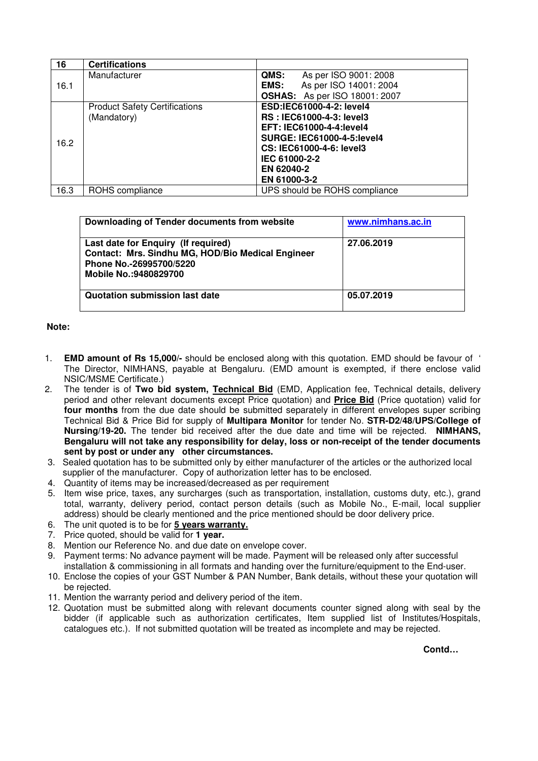| 16 | **Certifications** | |
|---|---|---|
| 16.1 | Manufacturer | **QMS:** As per ISO 9001: 2008<br>**EMS:** As per ISO 14001: 2004<br>**OSHAS:** As per ISO 18001: 2007 |
| 16.2 | Product Safety Certifications (Mandatory) | **ESD:IEC61000-4-2: level4**<br>**RS : IEC61000-4-3: level3**<br>**EFT: IEC61000-4-4:level4**<br>**SURGE: IEC61000-4-5:level4**<br>**CS: IEC61000-4-6: level3**<br>**IEC 61000-2-2**<br>**EN 62040-2**<br>**EN 61000-3-2** |
| 16.3 | ROHS compliance | UPS should be ROHS compliance |

| **Downloading of Tender documents from website** | **www.nimhans.ac.in** |
|---|---|
| **Last date for Enquiry (If required)**<br>**Contact: Mrs. Sindhu MG, HOD/Bio Medical Engineer**<br>**Phone No.-26995700/5220**<br>**Mobile No.:9480829700** | **27.06.2019** |
| **Quotation submission last date** | **05.07.2019** |

**Note:**

1. **EMD amount of Rs 15,000/-** should be enclosed along with this quotation. EMD should be favour of ' The Director, NIMHANS, payable at Bengaluru. (EMD amount is exempted, if there enclose valid NSIC/MSME Certificate.)
2. The tender is of **Two bid system, Technical Bid** (EMD, Application fee, Technical details, delivery period and other relevant documents except Price quotation) and **Price Bid** (Price quotation) valid for **four months** from the due date should be submitted separately in different envelopes super scribing Technical Bid & Price Bid for supply of **Multipara Monitor** for tender No. **STR-D2/48/UPS/College of Nursing/19-20.** The tender bid received after the due date and time will be rejected. **NIMHANS, Bengaluru will not take any responsibility for delay, loss or non-receipt of the tender documents sent by post or under any other circumstances.**
3. Sealed quotation has to be submitted only by either manufacturer of the articles or the authorized local supplier of the manufacturer. Copy of authorization letter has to be enclosed.
4. Quantity of items may be increased/decreased as per requirement
5. Item wise price, taxes, any surcharges (such as transportation, installation, customs duty, etc.), grand total, warranty, delivery period, contact person details (such as Mobile No., E-mail, local supplier address) should be clearly mentioned and the price mentioned should be door delivery price.
6. The unit quoted is to be for **5 years warranty.**
7. Price quoted, should be valid for **1 year.**
8. Mention our Reference No. and due date on envelope cover.
9. Payment terms: No advance payment will be made. Payment will be released only after successful installation & commissioning in all formats and handing over the furniture/equipment to the End-user.
10. Enclose the copies of your GST Number & PAN Number, Bank details, without these your quotation will be rejected.
11. Mention the warranty period and delivery period of the item.
12. Quotation must be submitted along with relevant documents counter signed along with seal by the bidder (if applicable such as authorization certificates, Item supplied list of Institutes/Hospitals, catalogues etc.). If not submitted quotation will be treated as incomplete and may be rejected.

**Contd…**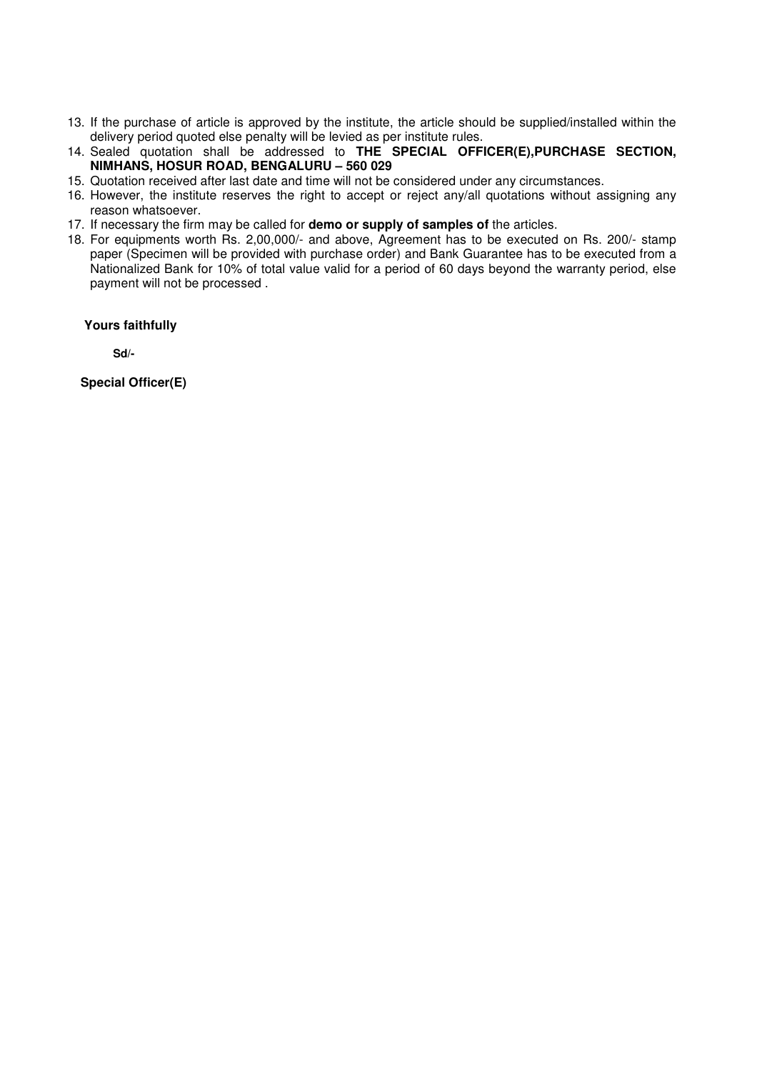13. If the purchase of article is approved by the institute, the article should be supplied/installed within the delivery period quoted else penalty will be levied as per institute rules.
14. Sealed quotation shall be addressed to **THE SPECIAL OFFICER(E),PURCHASE SECTION, NIMHANS, HOSUR ROAD, BENGALURU – 560 029**
15. Quotation received after last date and time will not be considered under any circumstances.
16. However, the institute reserves the right to accept or reject any/all quotations without assigning any reason whatsoever.
17. If necessary the firm may be called for **demo or supply of samples of** the articles.
18. For equipments worth Rs. 2,00,000/- and above, Agreement has to be executed on Rs. 200/- stamp paper (Specimen will be provided with purchase order) and Bank Guarantee has to be executed from a Nationalized Bank for 10% of total value valid for a period of 60 days beyond the warranty period, else payment will not be processed .

**Yours faithfully**

**Sd/-**

**Special Officer(E)**